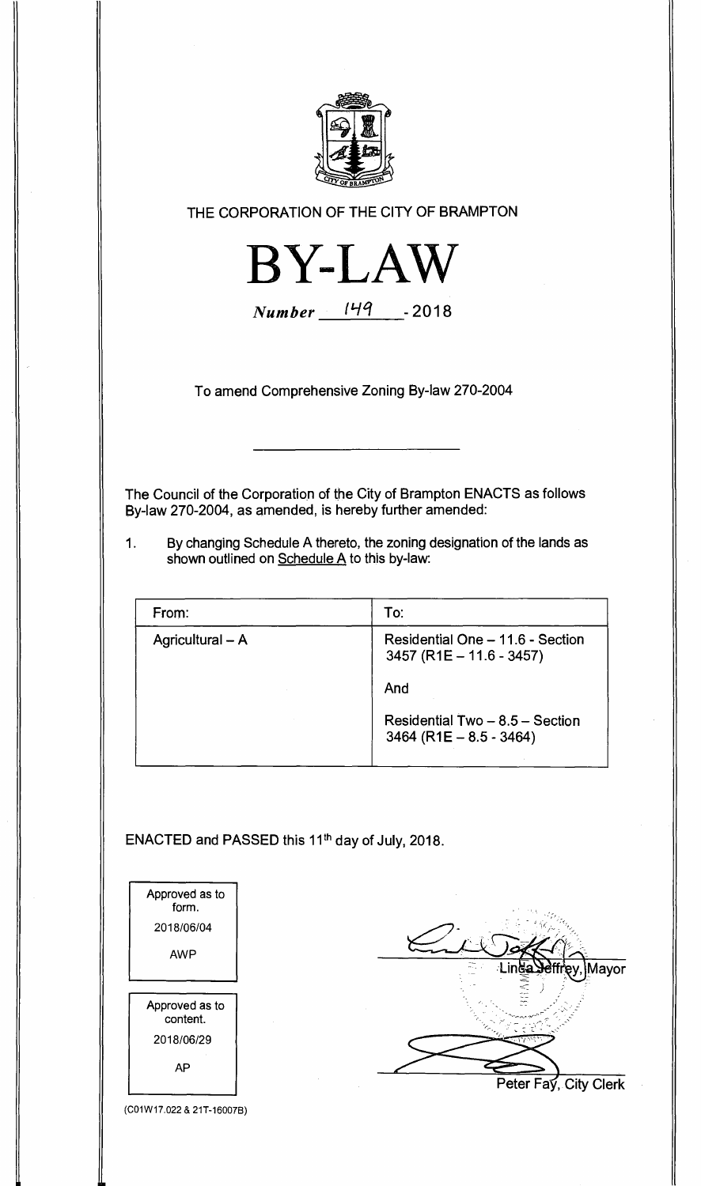THE CORPORATION OF THE CITY OF BRAMPTON

# BY-LAW

*Number* 149 - 2018

To amend Comprehensive Zoning By-law 270-2004

The Council of the Corporation of the City of Brampton ENACTS as follows By-law 270-2004, as amended, is hereby further amended:

1. By changing Schedule A thereto, the zoning designation of the lands as shown outlined on Schedule A to this by-law:

| From: | To: |
|---|---|
| Agricultural – A | Residential One – 11.6 - Section 3457 (R1E – 11.6 - 3457)<br><br>And<br><br>Residential Two – 8.5 – Section 3464 (R1E – 8.5 - 3464) |

ENACTED and PASSED this 11th day of July, 2018.

Approved as to form.
2018/06/04
AWP

Approved as to content.
2018/06/29
AP

Linda Jeffrey, Mayor

Peter Fay, City Clerk

(C01W17.022 & 21T-16007B)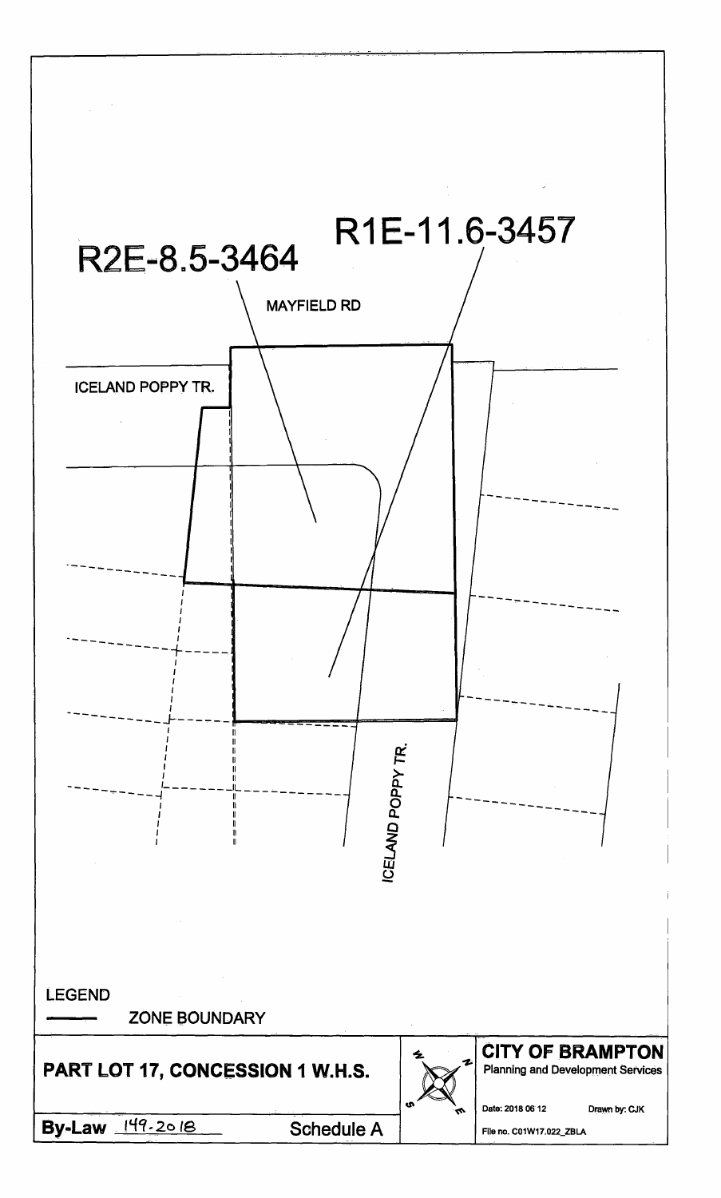R2E-8.5-3464

R1E-11.6-3457

MAYFIELD RD

ICELAND POPPY TR.

ICELAND POPPY TR.

LEGEND

ZONE BOUNDARY

**PART LOT 17, CONCESSION 1 W.H.S.**

**CITY OF BRAMPTON**

Planning and Development Services

Date: 2018 06 12 Drawn by: CJK

**By-Law** 149-2018 Schedule A

File no. C01W17.022_ZBLA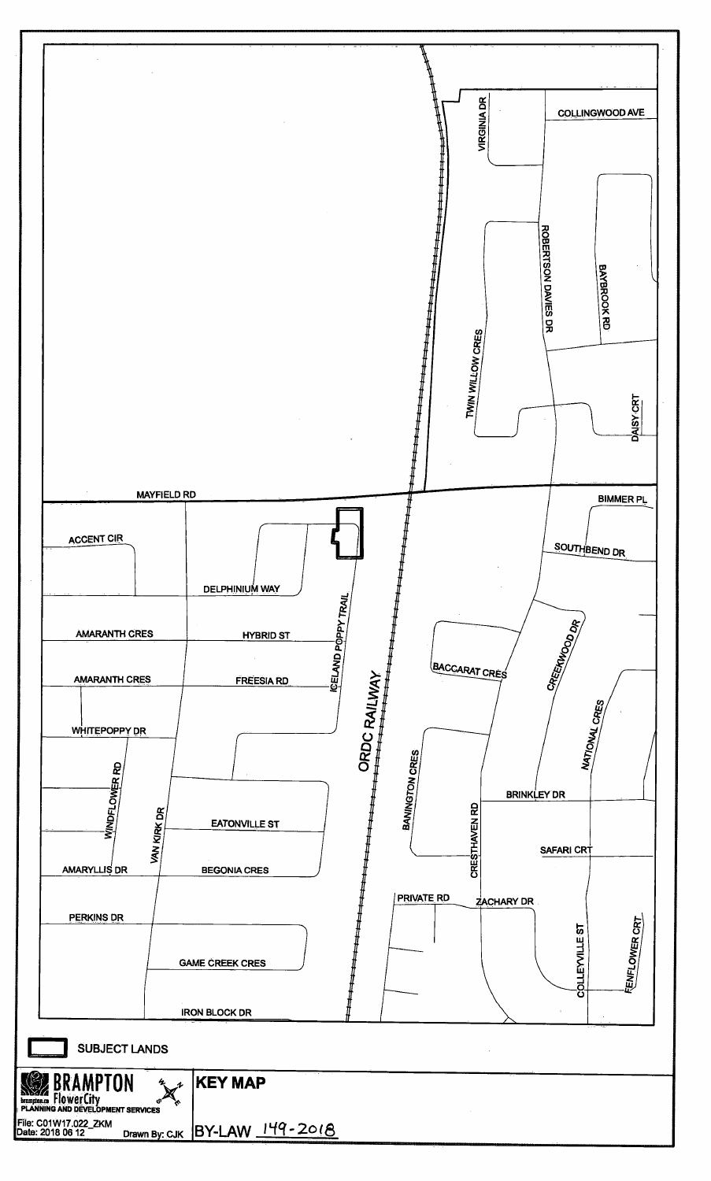MAYFIELD RD

VIRGINIA DR

COLLINGWOOD AVE

ROBERTSON DAVIES DR

BAYBROOK RD

TWIN WILLOW CRES

DAISY CRT

BIMMER PL

ACCENT CIR

SOUTHBEND DR

DELPHINIUM WAY

ICELAND POPPY TRAIL

AMARANTH CRES

HYBRID ST

BACCARAT CRES

CREEKWOOD DR

AMARANTH CRES

FREESIA RD

ORDC RAILWAY

WHITEPOPPY DR

NATIONAL CRES

BANINGTON CRES

WINDFLOWER RD

BRINKLEY DR

VAN KIRK DR

EATONVILLE ST

CRESTHAVEN RD

SAFARI CRT

AMARYLLIS DR

BEGONIA CRES

PRIVATE RD

ZACHARY DR

PERKINS DR

COLLEYVILLE ST

FENFLOWER CRT

GAME CREEK CRES

IRON BLOCK DR

SUBJECT LANDS

BRAMPTON FlowerCity

brampton.ca

PLANNING AND DEVELOPMENT SERVICES

File: C01W17.022_ZKM

Date: 2018 06 12

Drawn By: CJK

**KEY MAP**

BY-LAW 149-2018